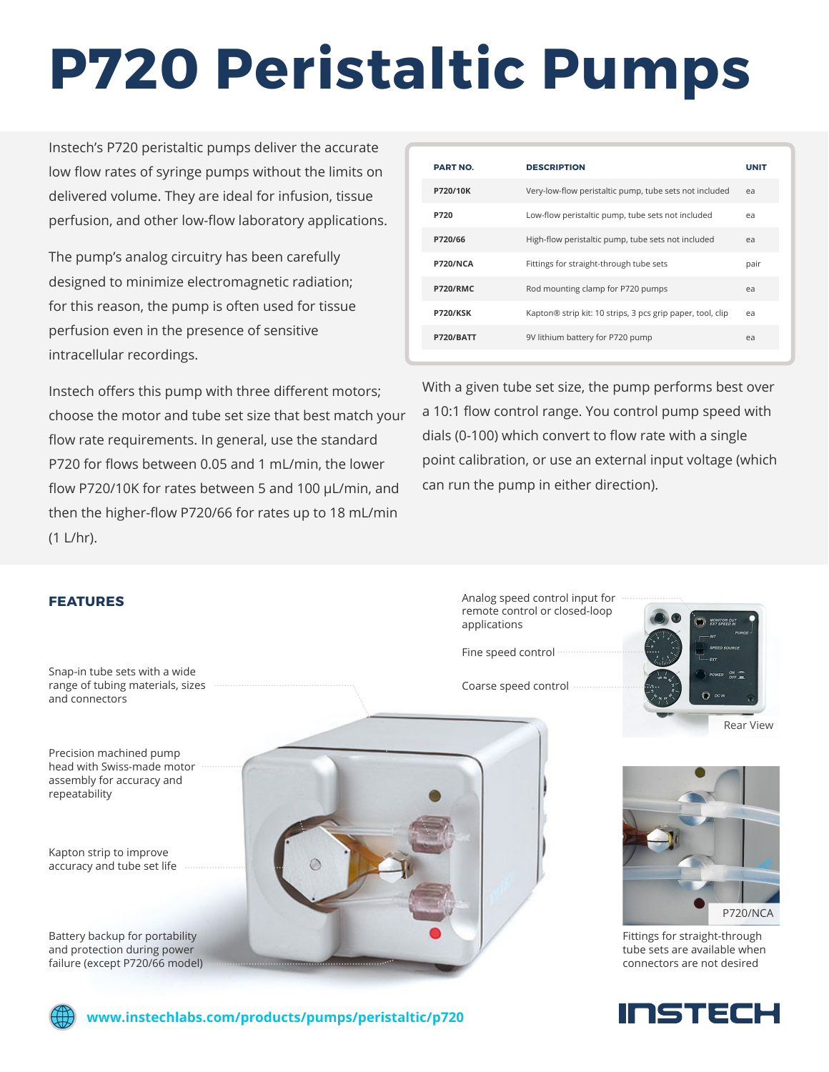# P720 Peristaltic Pumps

Instech's P720 peristaltic pumps deliver the accurate low flow rates of syringe pumps without the limits on delivered volume. They are ideal for infusion, tissue perfusion, and other low-flow laboratory applications.

The pump's analog circuitry has been carefully designed to minimize electromagnetic radiation; for this reason, the pump is often used for tissue perfusion even in the presence of sensitive intracellular recordings.

Instech offers this pump with three different motors; choose the motor and tube set size that best match your flow rate requirements. In general, use the standard P720 for flows between 0.05 and 1 mL/min, the lower flow P720/10K for rates between 5 and 100 µL/min, and then the higher-flow P720/66 for rates up to 18 mL/min (1 L/hr).

| PART NO. | DESCRIPTION | UNIT |
|---|---|---|
| P720/10K | Very-low-flow peristaltic pump, tube sets not included | ea |
| P720 | Low-flow peristaltic pump, tube sets not included | ea |
| P720/66 | High-flow peristaltic pump, tube sets not included | ea |
| P720/NCA | Fittings for straight-through tube sets | pair |
| P720/RMC | Rod mounting clamp for P720 pumps | ea |
| P720/KSK | Kapton® strip kit: 10 strips, 3 pcs grip paper, tool, clip | ea |
| P720/BATT | 9V lithium battery for P720 pump | ea |

With a given tube set size, the pump performs best over a 10:1 flow control range. You control pump speed with dials (0-100) which convert to flow rate with a single point calibration, or use an external input voltage (which can run the pump in either direction).

## FEATURES

- Snap-in tube sets with a wide range of tubing materials, sizes and connectors
- Precision machined pump head with Swiss-made motor assembly for accuracy and repeatability
- Kapton strip to improve accuracy and tube set life
- Battery backup for portability and protection during power failure (except P720/66 model)
- Analog speed control input for remote control or closed-loop applications
- Fine speed control
- Coarse speed control

Rear View

P720/NCA

Fittings for straight-through tube sets are available when connectors are not desired

www.instechlabs.com/products/pumps/peristaltic/p720

INSTECH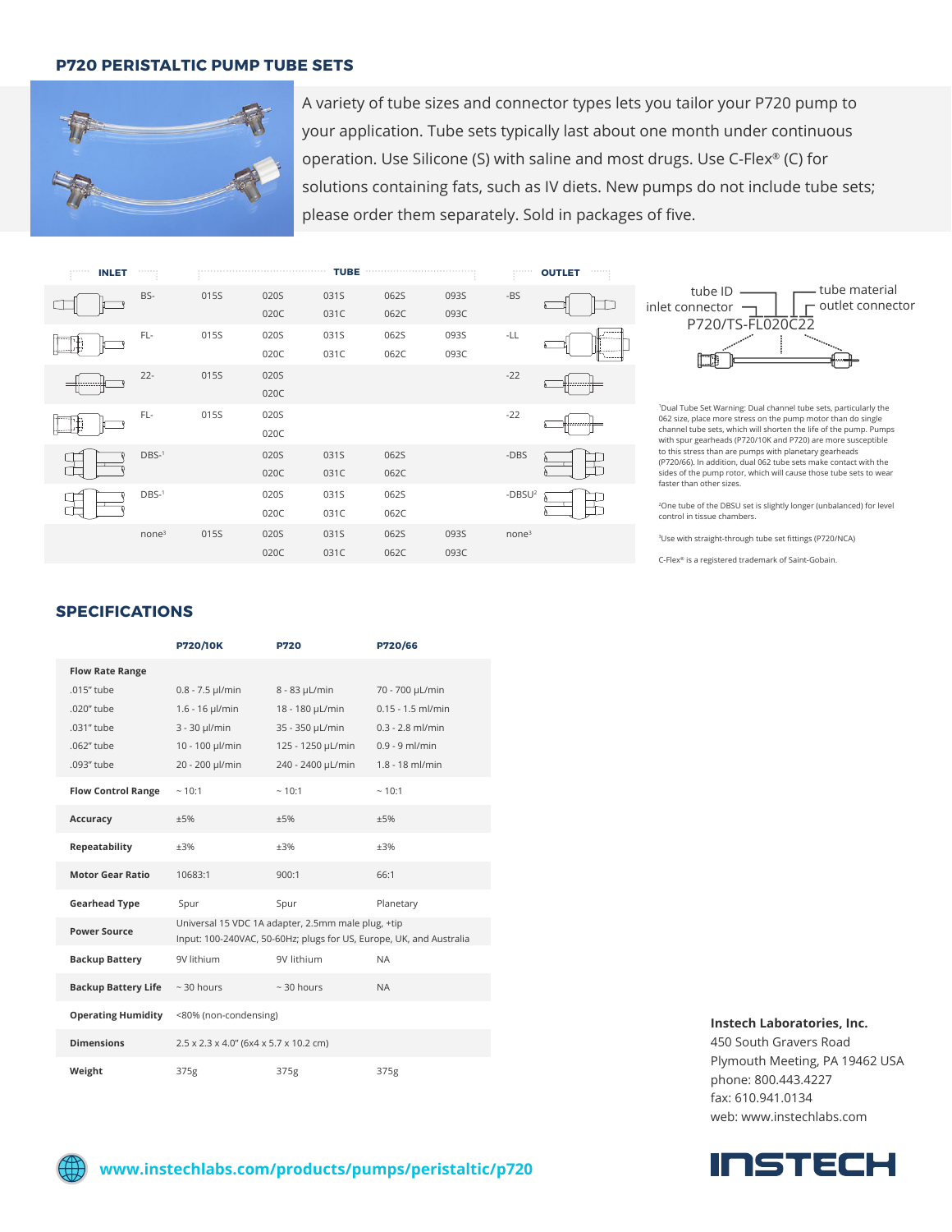## P720 PERISTALTIC PUMP TUBE SETS

A variety of tube sizes and connector types lets you tailor your P720 pump to your application. Tube sets typically last about one month under continuous operation. Use Silicone (S) with saline and most drugs. Use C-Flex® (C) for solutions containing fats, such as IV diets. New pumps do not include tube sets; please order them separately. Sold in packages of five.

| INLET | TUBE | | | | | OUTLET |
|---|---|---|---|---|---|---|
| BS- | 015S | 020S<br>020C | 031S<br>031C | 062S<br>062C | 093S<br>093C | -BS |
| FL- | 015S | 020S<br>020C | 031S<br>031C | 062S<br>062C | 093S<br>093C | -LL |
| 22- | 015S | 020S<br>020C | | | | -22 |
| FL- | 015S | 020S<br>020C | | | | -22 |
| DBS-[1] | | 020S<br>020C | 031S<br>031C | 062S<br>062C | | -DBS |
| DBS-[1] | | 020S<br>020C | 031S<br>031C | 062S<br>062C | | -DBSU[2] |
| none[3] | 015S | 020S<br>020C | 031S<br>031C | 062S<br>062C | 093S<br>093C | none[3] |

tube ID — inlet connector — tube material — outlet connector

P720/TS-FL020C22

[1]Dual Tube Set Warning: Dual channel tube sets, particularly the 062 size, place more stress on the pump motor than do single channel tube sets, which will shorten the life of the pump. Pumps with spur gearheads (P720/10K and P720) are more susceptible to this stress than are pumps with planetary gearheads (P720/66). In addition, dual 062 tube sets make contact with the sides of the pump rotor, which will cause those tube sets to wear faster than other sizes.

[2]One tube of the DBSU set is slightly longer (unbalanced) for level control in tissue chambers.

[3]Use with straight-through tube set fittings (P720/NCA)

C-Flex® is a registered trademark of Saint-Gobain.

## SPECIFICATIONS

| | P720/10K | P720 | P720/66 |
|---|---|---|---|
| **Flow Rate Range** | | | |
| .015" tube | 0.8 - 7.5 µl/min | 8 - 83 µL/min | 70 - 700 µL/min |
| .020" tube | 1.6 - 16 µl/min | 18 - 180 µL/min | 0.15 - 1.5 ml/min |
| .031" tube | 3 - 30 µl/min | 35 - 350 µL/min | 0.3 - 2.8 ml/min |
| .062" tube | 10 - 100 µl/min | 125 - 1250 µL/min | 0.9 - 9 ml/min |
| .093" tube | 20 - 200 µl/min | 240 - 2400 µL/min | 1.8 - 18 ml/min |
| **Flow Control Range** | ~ 10:1 | ~ 10:1 | ~ 10:1 |
| **Accuracy** | ±5% | ±5% | ±5% |
| **Repeatability** | ±3% | ±3% | ±3% |
| **Motor Gear Ratio** | 10683:1 | 900:1 | 66:1 |
| **Gearhead Type** | Spur | Spur | Planetary |
| **Power Source** | Universal 15 VDC 1A adapter, 2.5mm male plug, +tip<br>Input: 100-240VAC, 50-60Hz; plugs for US, Europe, UK, and Australia | | |
| **Backup Battery** | 9V lithium | 9V lithium | NA |
| **Backup Battery Life** | ~ 30 hours | ~ 30 hours | NA |
| **Operating Humidity** | <80% (non-condensing) | | |
| **Dimensions** | 2.5 x 2.3 x 4.0" (6x4 x 5.7 x 10.2 cm) | | |
| **Weight** | 375g | 375g | 375g |

**Instech Laboratories, Inc.**
450 South Gravers Road
Plymouth Meeting, PA 19462 USA
phone: 800.443.4227
fax: 610.941.0134
web: www.instechlabs.com

INSTECH

www.instechlabs.com/products/pumps/peristaltic/p720